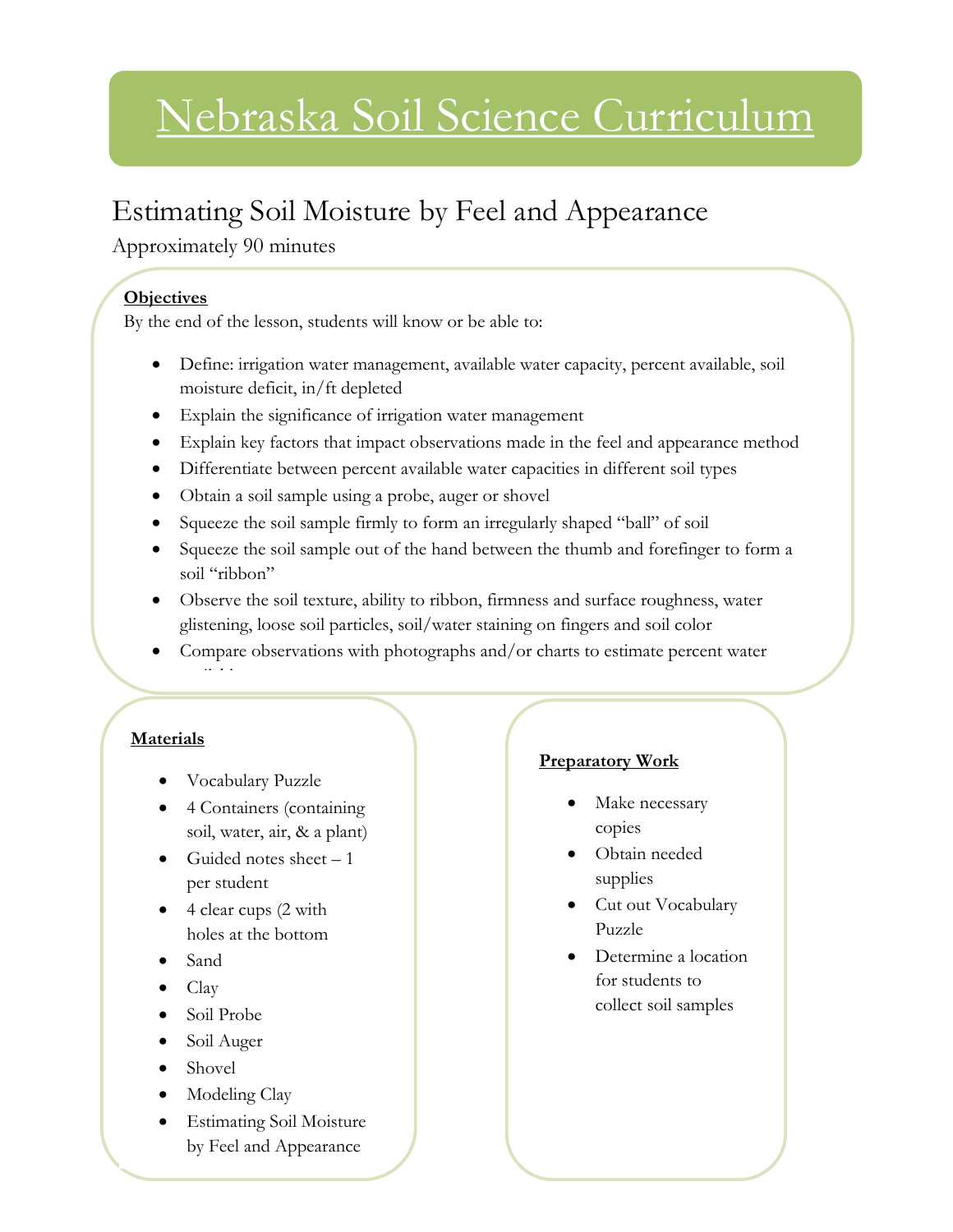# Nebraska Soil Science Curriculum

## Estimating Soil Moisture by Feel and Appearance

Approximately 90 minutes

**Objectives**

By the end of the lesson, students will know or be able to:

- Define: irrigation water management, available water capacity, percent available, soil moisture deficit, in/ft depleted
- Explain the significance of irrigation water management
- Explain key factors that impact observations made in the feel and appearance method
- Differentiate between percent available water capacities in different soil types
- Obtain a soil sample using a probe, auger or shovel
- Squeeze the soil sample firmly to form an irregularly shaped "ball" of soil
- Squeeze the soil sample out of the hand between the thumb and forefinger to form a soil "ribbon"
- Observe the soil texture, ability to ribbon, firmness and surface roughness, water glistening, loose soil particles, soil/water staining on fingers and soil color
- Compare observations with photographs and/or charts to estimate percent water available

**Materials**

- Vocabulary Puzzle
- 4 Containers (containing soil, water, air, & a plant)
- Guided notes sheet – 1 per student
- 4 clear cups (2 with holes at the bottom
- Sand
- Clay
- Soil Probe
- Soil Auger
- Shovel
- Modeling Clay
- Estimating Soil Moisture by Feel and Appearance

**Preparatory Work**

- Make necessary copies
- Obtain needed supplies
- Cut out Vocabulary Puzzle
- Determine a location for students to collect soil samples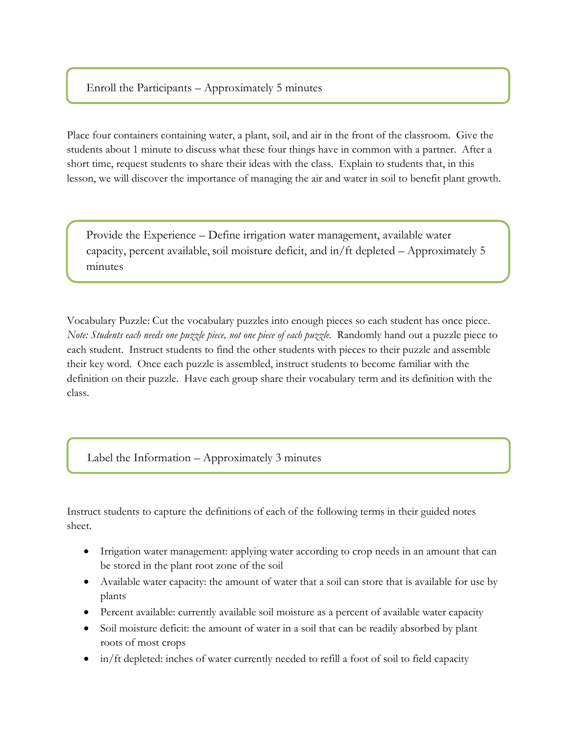## Enroll the Participants – Approximately 5 minutes

Place four containers containing water, a plant, soil, and air in the front of the classroom. Give the students about 1 minute to discuss what these four things have in common with a partner. After a short time, request students to share their ideas with the class. Explain to students that, in this lesson, we will discover the importance of managing the air and water in soil to benefit plant growth.

## Provide the Experience – Define irrigation water management, available water capacity, percent available, soil moisture deficit, and in/ft depleted – Approximately 5 minutes

Vocabulary Puzzle: Cut the vocabulary puzzles into enough pieces so each student has once piece. *Note: Students each needs one puzzle piece, not one piece of each puzzle.* Randomly hand out a puzzle piece to each student. Instruct students to find the other students with pieces to their puzzle and assemble their key word. Once each puzzle is assembled, instruct students to become familiar with the definition on their puzzle. Have each group share their vocabulary term and its definition with the class.

## Label the Information – Approximately 3 minutes

Instruct students to capture the definitions of each of the following terms in their guided notes sheet.

- Irrigation water management: applying water according to crop needs in an amount that can be stored in the plant root zone of the soil
- Available water capacity: the amount of water that a soil can store that is available for use by plants
- Percent available: currently available soil moisture as a percent of available water capacity
- Soil moisture deficit: the amount of water in a soil that can be readily absorbed by plant roots of most crops
- in/ft depleted: inches of water currently needed to refill a foot of soil to field capacity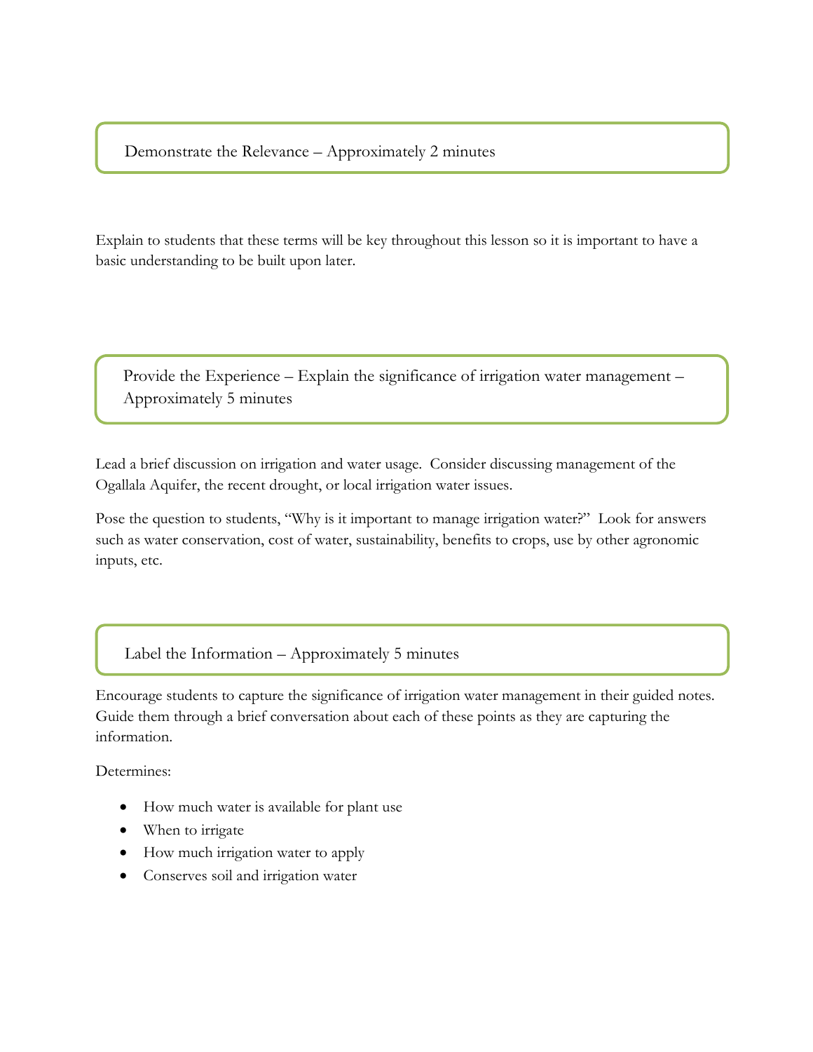## Demonstrate the Relevance – Approximately 2 minutes

Explain to students that these terms will be key throughout this lesson so it is important to have a basic understanding to be built upon later.

## Provide the Experience – Explain the significance of irrigation water management – Approximately 5 minutes

Lead a brief discussion on irrigation and water usage. Consider discussing management of the Ogallala Aquifer, the recent drought, or local irrigation water issues.

Pose the question to students, “Why is it important to manage irrigation water?” Look for answers such as water conservation, cost of water, sustainability, benefits to crops, use by other agronomic inputs, etc.

## Label the Information – Approximately 5 minutes

Encourage students to capture the significance of irrigation water management in their guided notes. Guide them through a brief conversation about each of these points as they are capturing the information.

Determines:

- How much water is available for plant use
- When to irrigate
- How much irrigation water to apply
- Conserves soil and irrigation water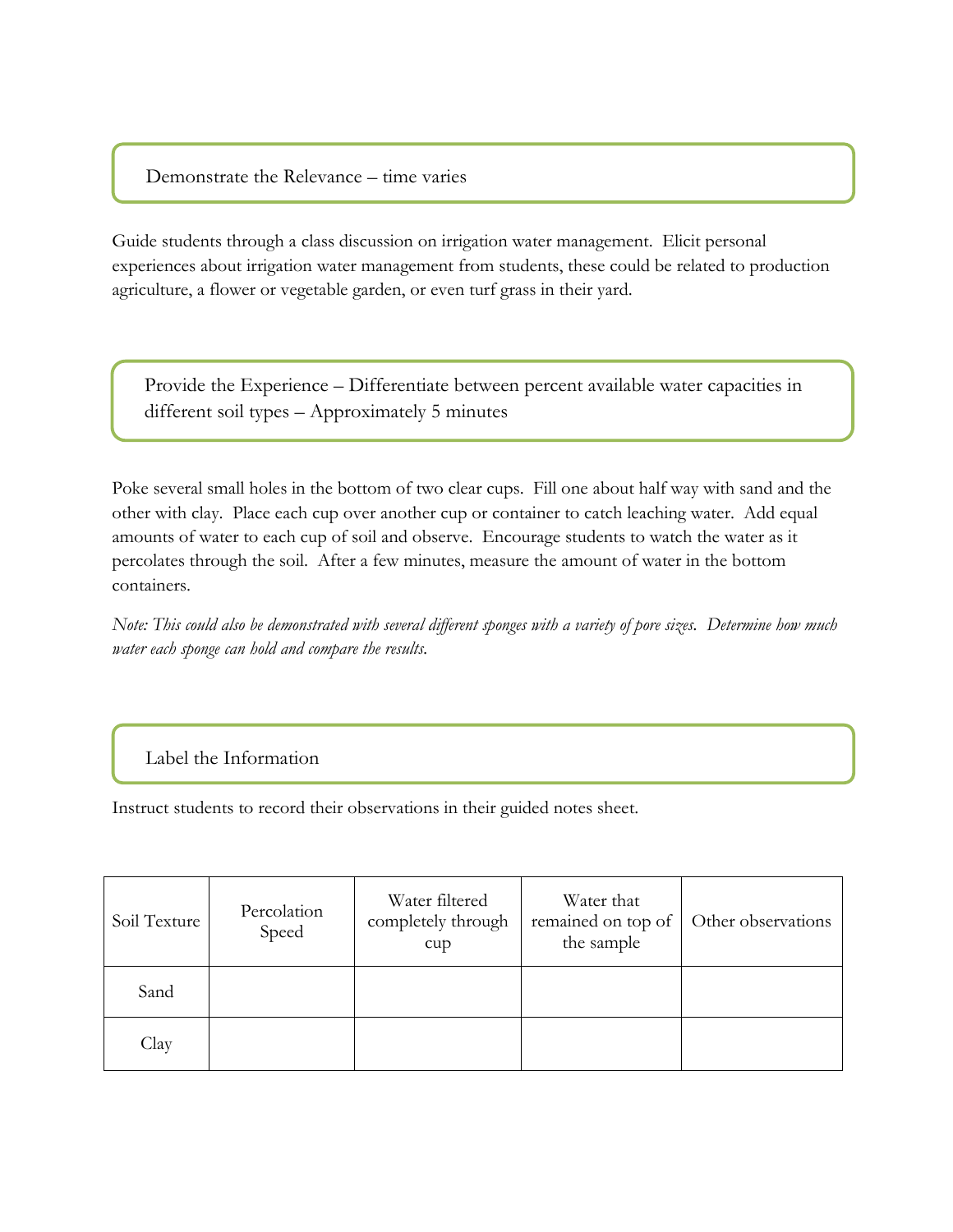## Demonstrate the Relevance – time varies

Guide students through a class discussion on irrigation water management. Elicit personal experiences about irrigation water management from students, these could be related to production agriculture, a flower or vegetable garden, or even turf grass in their yard.

## Provide the Experience – Differentiate between percent available water capacities in different soil types – Approximately 5 minutes

Poke several small holes in the bottom of two clear cups. Fill one about half way with sand and the other with clay. Place each cup over another cup or container to catch leaching water. Add equal amounts of water to each cup of soil and observe. Encourage students to watch the water as it percolates through the soil. After a few minutes, measure the amount of water in the bottom containers.

*Note: This could also be demonstrated with several different sponges with a variety of pore sizes. Determine how much water each sponge can hold and compare the results.*

## Label the Information

Instruct students to record their observations in their guided notes sheet.

| Soil Texture | Percolation Speed | Water filtered completely through cup | Water that remained on top of the sample | Other observations |
|---|---|---|---|---|
| Sand | | | | |
| Clay | | | | |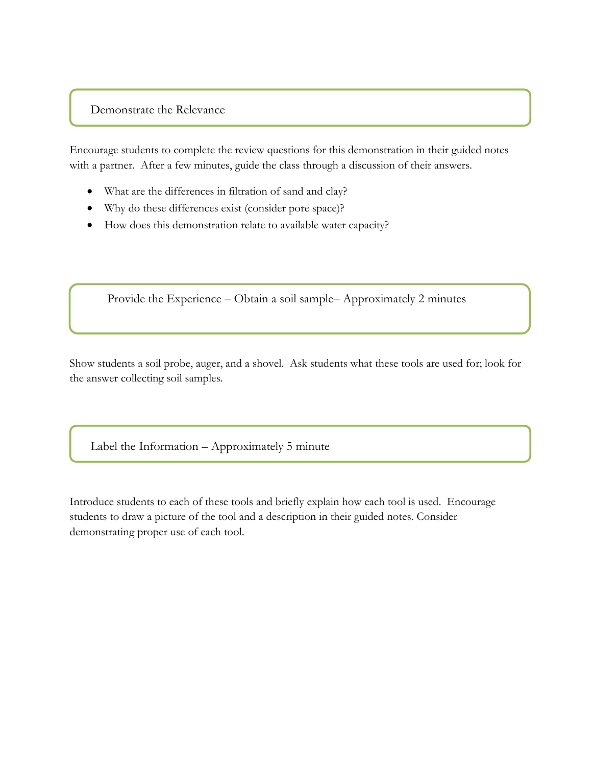## Demonstrate the Relevance

Encourage students to complete the review questions for this demonstration in their guided notes with a partner. After a few minutes, guide the class through a discussion of their answers.

- What are the differences in filtration of sand and clay?
- Why do these differences exist (consider pore space)?
- How does this demonstration relate to available water capacity?

## Provide the Experience – Obtain a soil sample– Approximately 2 minutes

Show students a soil probe, auger, and a shovel. Ask students what these tools are used for; look for the answer collecting soil samples.

## Label the Information – Approximately 5 minute

Introduce students to each of these tools and briefly explain how each tool is used. Encourage students to draw a picture of the tool and a description in their guided notes. Consider demonstrating proper use of each tool.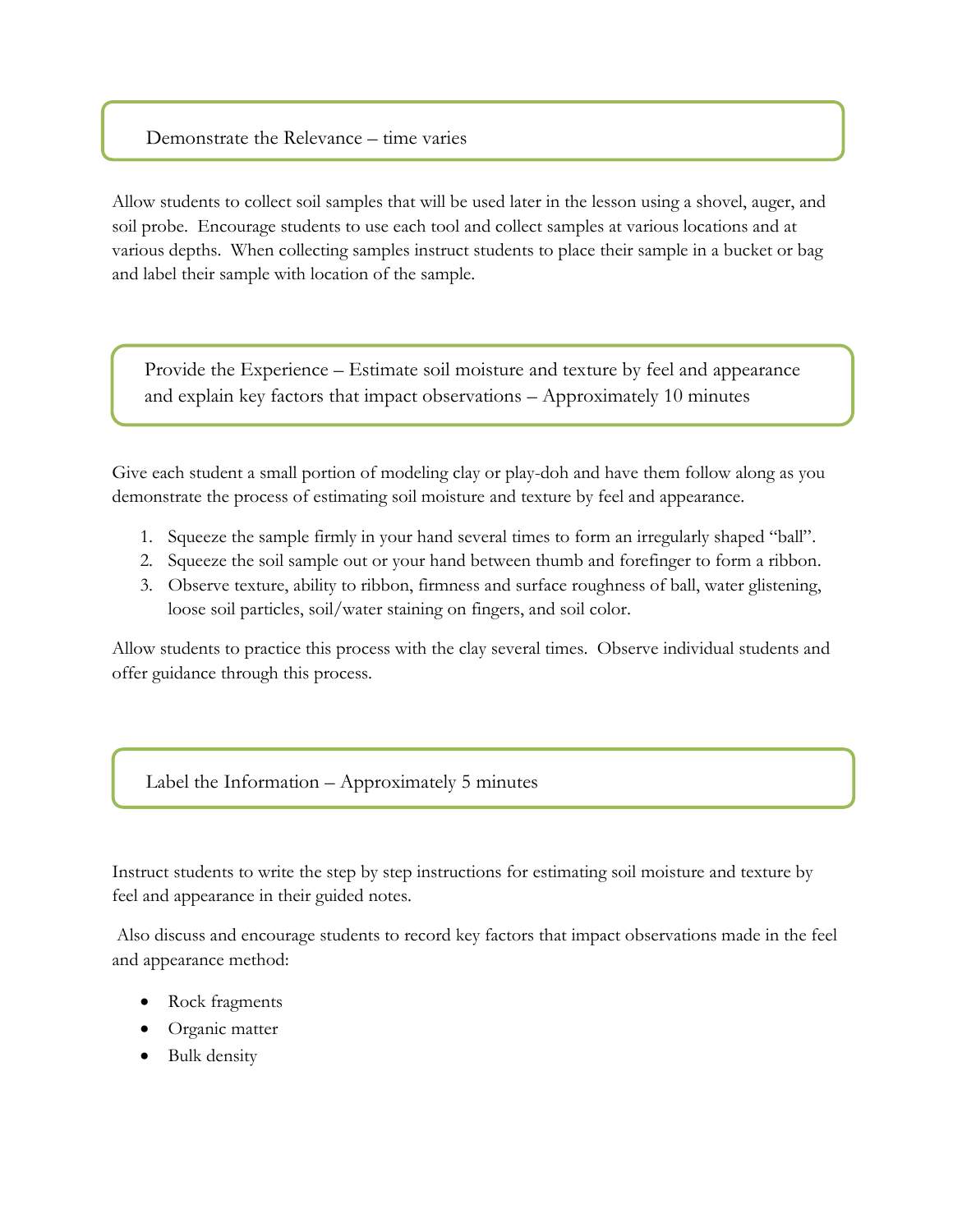## Demonstrate the Relevance – time varies

Allow students to collect soil samples that will be used later in the lesson using a shovel, auger, and soil probe. Encourage students to use each tool and collect samples at various locations and at various depths. When collecting samples instruct students to place their sample in a bucket or bag and label their sample with location of the sample.

## Provide the Experience – Estimate soil moisture and texture by feel and appearance and explain key factors that impact observations – Approximately 10 minutes

Give each student a small portion of modeling clay or play-doh and have them follow along as you demonstrate the process of estimating soil moisture and texture by feel and appearance.

1. Squeeze the sample firmly in your hand several times to form an irregularly shaped "ball".
2. Squeeze the soil sample out or your hand between thumb and forefinger to form a ribbon.
3. Observe texture, ability to ribbon, firmness and surface roughness of ball, water glistening, loose soil particles, soil/water staining on fingers, and soil color.

Allow students to practice this process with the clay several times. Observe individual students and offer guidance through this process.

## Label the Information – Approximately 5 minutes

Instruct students to write the step by step instructions for estimating soil moisture and texture by feel and appearance in their guided notes.

Also discuss and encourage students to record key factors that impact observations made in the feel and appearance method:

- Rock fragments
- Organic matter
- Bulk density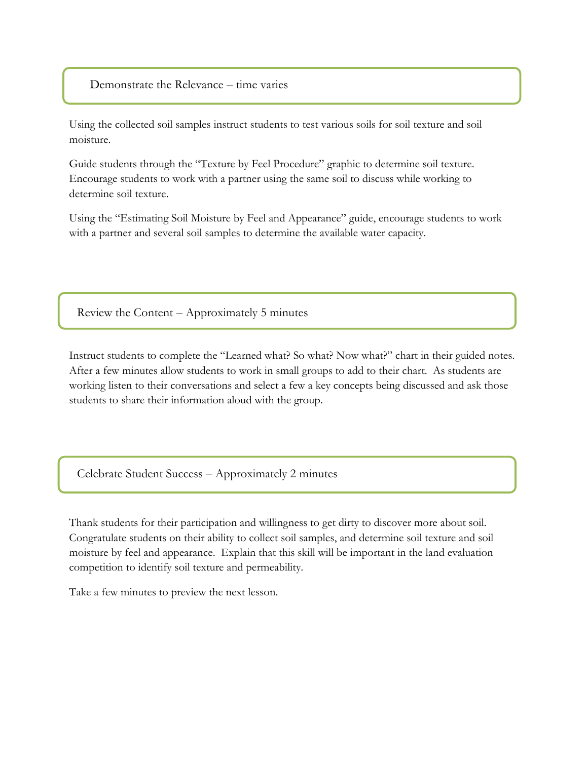## Demonstrate the Relevance – time varies

Using the collected soil samples instruct students to test various soils for soil texture and soil moisture.

Guide students through the "Texture by Feel Procedure" graphic to determine soil texture. Encourage students to work with a partner using the same soil to discuss while working to determine soil texture.

Using the "Estimating Soil Moisture by Feel and Appearance" guide, encourage students to work with a partner and several soil samples to determine the available water capacity.

## Review the Content – Approximately 5 minutes

Instruct students to complete the "Learned what? So what? Now what?" chart in their guided notes. After a few minutes allow students to work in small groups to add to their chart. As students are working listen to their conversations and select a few a key concepts being discussed and ask those students to share their information aloud with the group.

## Celebrate Student Success – Approximately 2 minutes

Thank students for their participation and willingness to get dirty to discover more about soil. Congratulate students on their ability to collect soil samples, and determine soil texture and soil moisture by feel and appearance. Explain that this skill will be important in the land evaluation competition to identify soil texture and permeability.

Take a few minutes to preview the next lesson.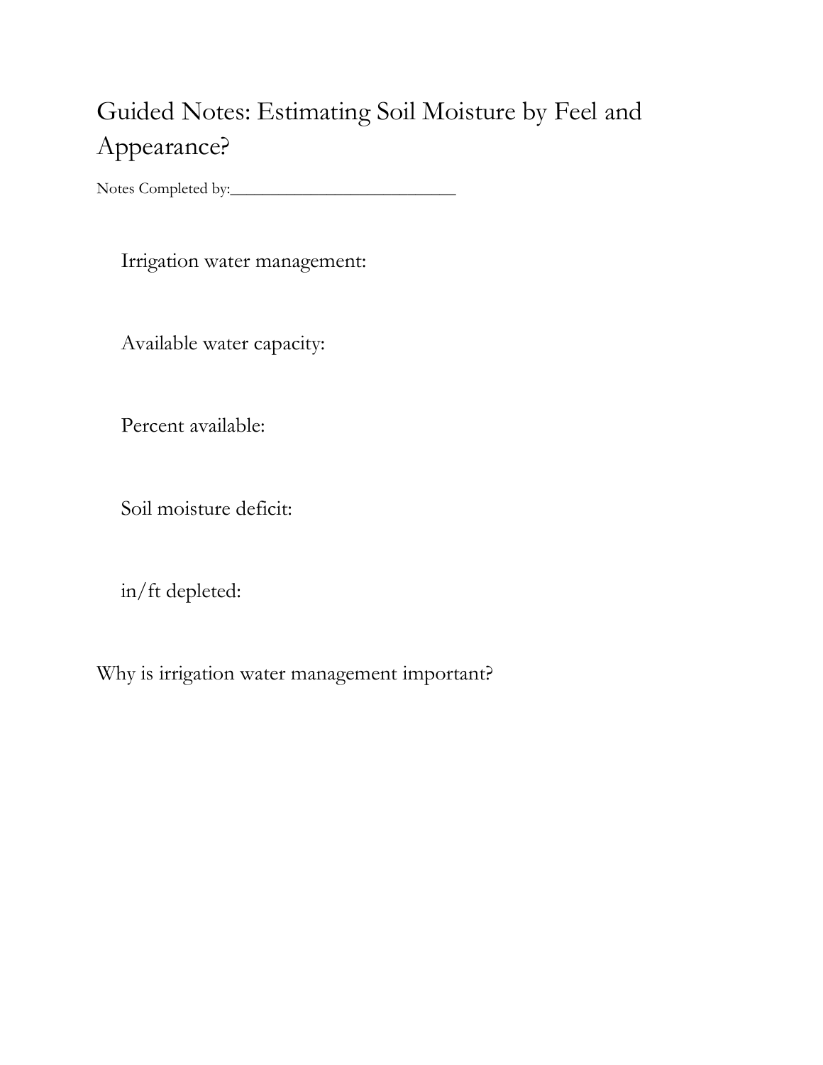# Guided Notes: Estimating Soil Moisture by Feel and Appearance?

Notes Completed by:___________________________

Irrigation water management:

Available water capacity:

Percent available:

Soil moisture deficit:

in/ft depleted:

Why is irrigation water management important?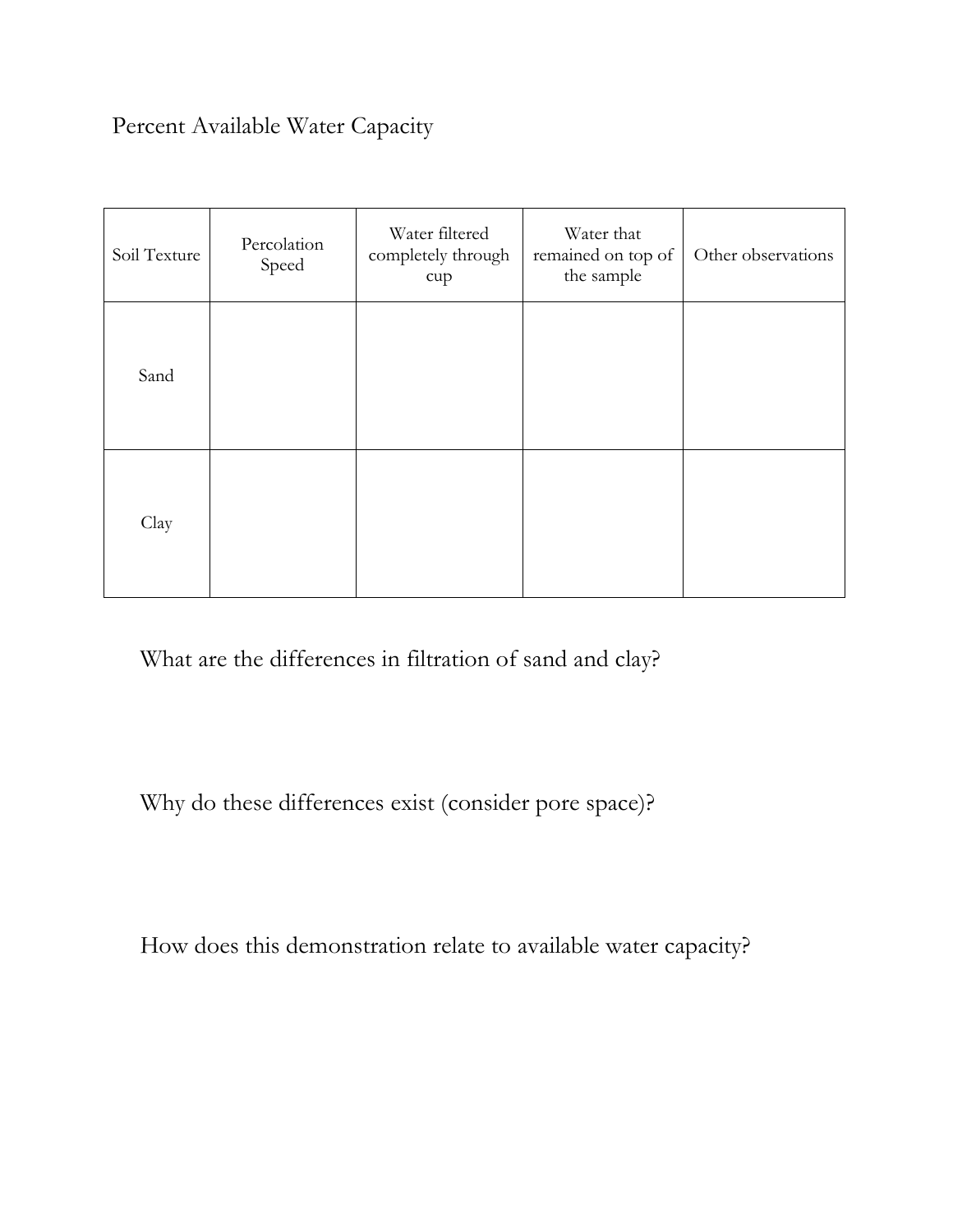# Percent Available Water Capacity

| Soil Texture | Percolation Speed | Water filtered completely through cup | Water that remained on top of the sample | Other observations |
|---|---|---|---|---|
| Sand | | | | |
| Clay | | | | |

What are the differences in filtration of sand and clay?

Why do these differences exist (consider pore space)?

How does this demonstration relate to available water capacity?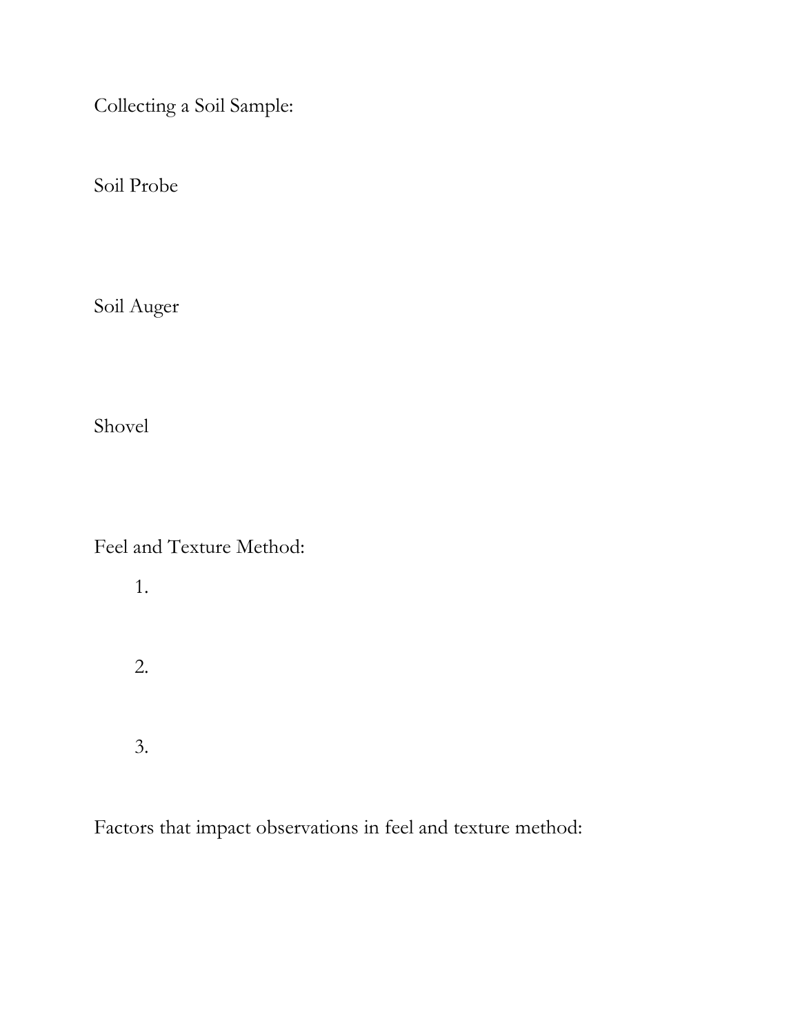Collecting a Soil Sample:

Soil Probe

Soil Auger

Shovel

Feel and Texture Method:

1.

2.

3.

Factors that impact observations in feel and texture method: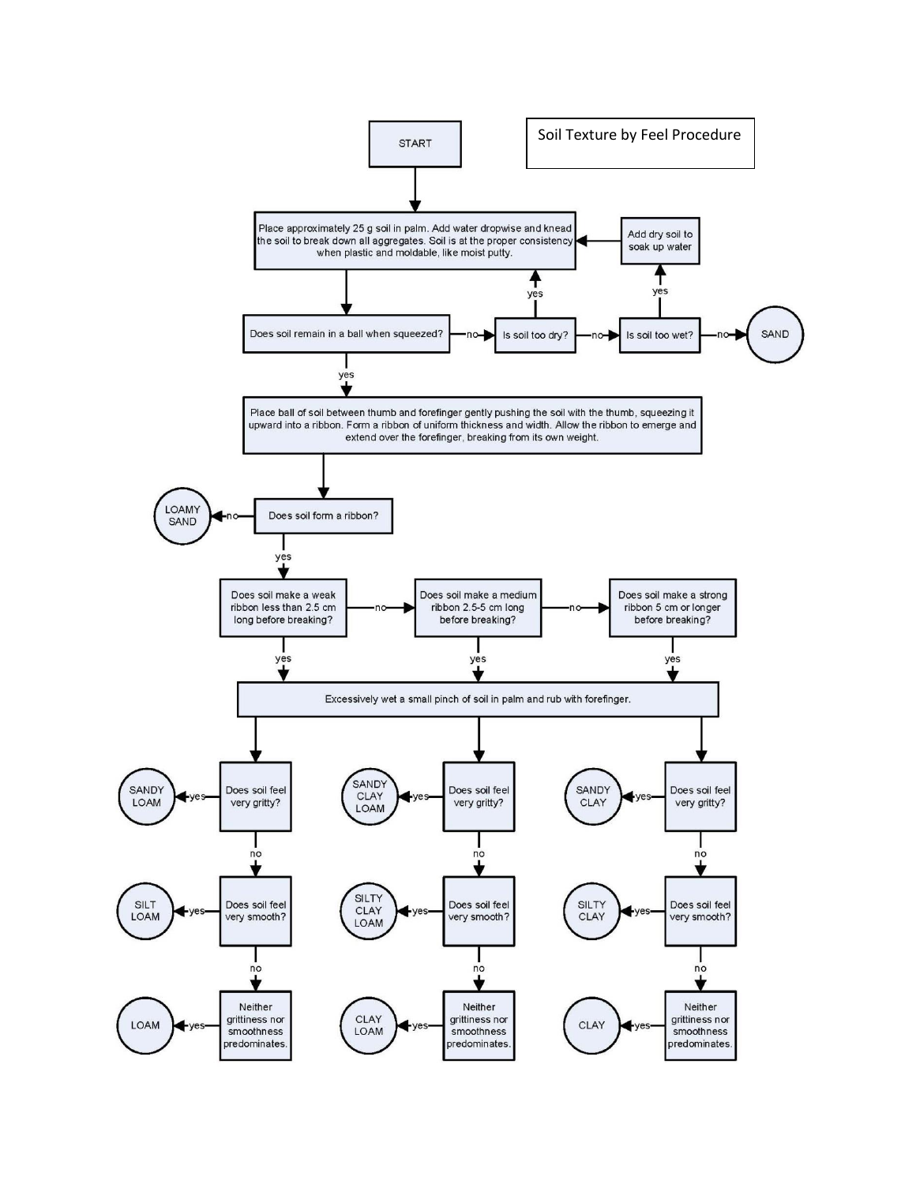# Soil Texture by Feel Procedure

START

Place approximately 25 g soil in palm. Add water dropwise and knead the soil to break down all aggregates. Soil is at the proper consistency when plastic and moldable, like moist putty.

Does soil remain in a ball when squeezed?

- no → Is soil too dry?
  - yes → Place approximately 25 g soil in palm. Add water dropwise and knead the soil to break down all aggregates.
  - no → Is soil too wet?
    - yes → Add dry soil to soak up water
    - no → SAND
- yes → Place ball of soil between thumb and forefinger gently pushing the soil with the thumb, squeezing it upward into a ribbon. Form a ribbon of uniform thickness and width. Allow the ribbon to emerge and extend over the forefinger, breaking from its own weight.

Does soil form a ribbon?

- no → LOAMY SAND
- yes → Does soil make a weak ribbon less than 2.5 cm long before breaking?
  - no → Does soil make a medium ribbon 2.5-5 cm long before breaking?
    - no → Does soil make a strong ribbon 5 cm or longer before breaking?

Excessively wet a small pinch of soil in palm and rub with forefinger.

**Weak ribbon (yes):**

- Does soil feel very gritty? yes → SANDY LOAM
- no → Does soil feel very smooth? yes → SILT LOAM
- no → Neither grittiness nor smoothness predominates. yes → LOAM

**Medium ribbon (yes):**

- Does soil feel very gritty? yes → SANDY CLAY LOAM
- no → Does soil feel very smooth? yes → SILTY CLAY LOAM
- no → Neither grittiness nor smoothness predominates. yes → CLAY LOAM

**Strong ribbon (yes):**

- Does soil feel very gritty? yes → SANDY CLAY
- no → Does soil feel very smooth? yes → SILTY CLAY
- no → Neither grittiness nor smoothness predominates. yes → CLAY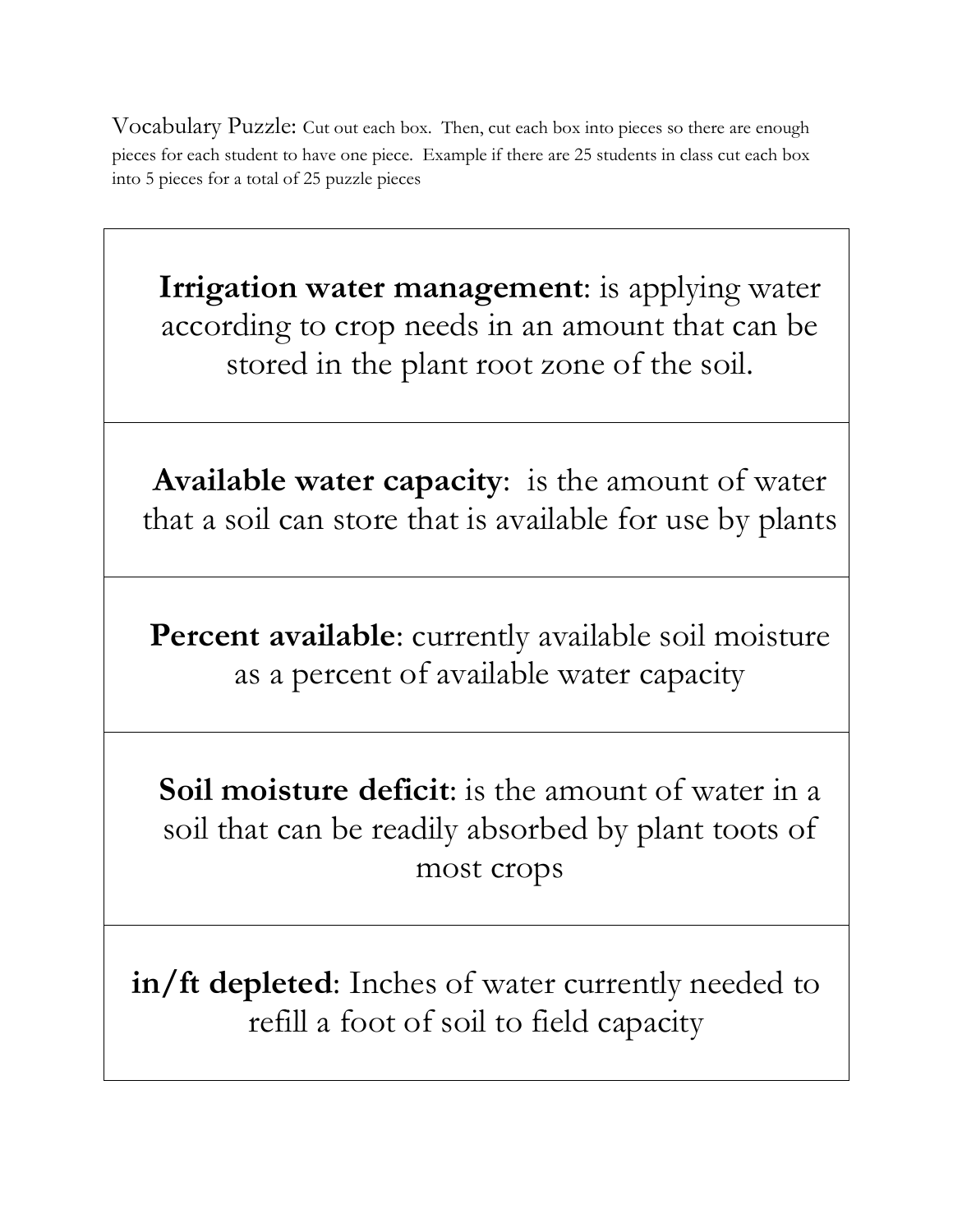Vocabulary Puzzle: Cut out each box. Then, cut each box into pieces so there are enough pieces for each student to have one piece. Example if there are 25 students in class cut each box into 5 pieces for a total of 25 puzzle pieces

| |
|---|
| **Irrigation water management**: is applying water according to crop needs in an amount that can be stored in the plant root zone of the soil. |
| **Available water capacity**: is the amount of water that a soil can store that is available for use by plants |
| **Percent available**: currently available soil moisture as a percent of available water capacity |
| **Soil moisture deficit**: is the amount of water in a soil that can be readily absorbed by plant toots of most crops |
| **in/ft depleted**: Inches of water currently needed to refill a foot of soil to field capacity |